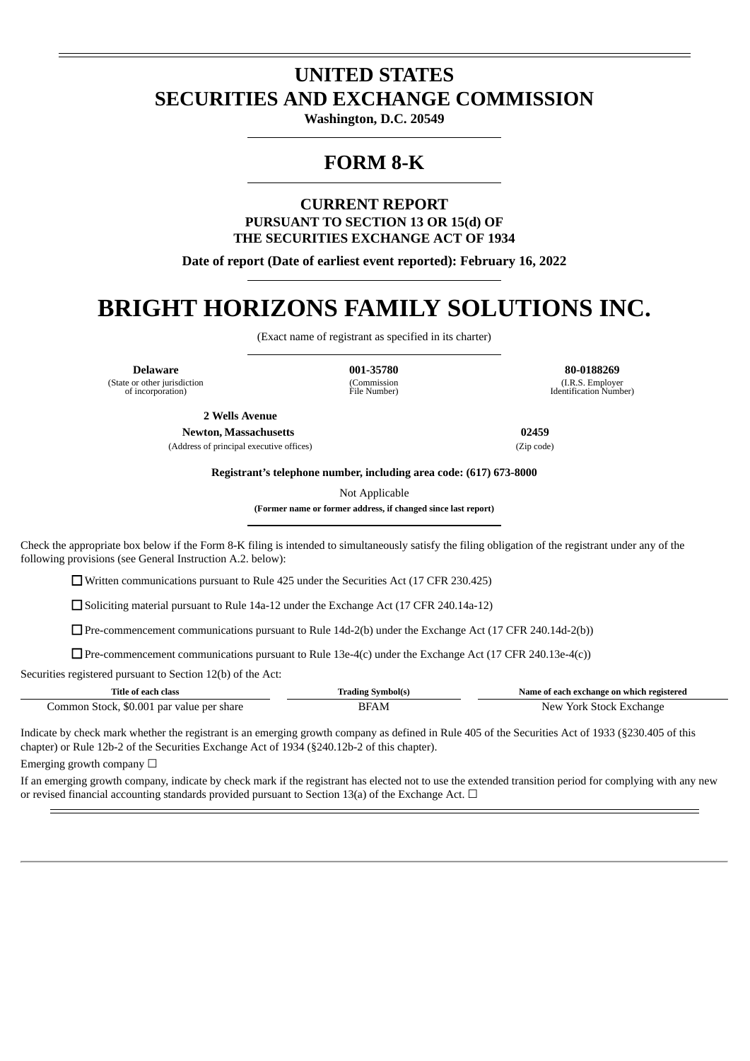# UNITED STATES
# SECURITIES AND EXCHANGE COMMISSION

**Washington, D.C. 20549**

## FORM 8-K

### CURRENT REPORT

**PURSUANT TO SECTION 13 OR 15(d) OF THE SECURITIES EXCHANGE ACT OF 1934**

**Date of report (Date of earliest event reported): February 16, 2022**

# BRIGHT HORIZONS FAMILY SOLUTIONS INC.

(Exact name of registrant as specified in its charter)

| **Delaware** | **001-35780** | **80-0188269** |
|---|---|---|
| (State or other jurisdiction of incorporation) | (Commission File Number) | (I.R.S. Employer Identification Number) |

| **2 Wells Avenue Newton, Massachusetts** | **02459** |
|---|---|
| (Address of principal executive offices) | (Zip code) |

**Registrant's telephone number, including area code: (617) 673-8000**

Not Applicable

**(Former name or former address, if changed since last report)**

Check the appropriate box below if the Form 8-K filing is intended to simultaneously satisfy the filing obligation of the registrant under any of the following provisions (see General Instruction A.2. below):

☐ Written communications pursuant to Rule 425 under the Securities Act (17 CFR 230.425)

☐ Soliciting material pursuant to Rule 14a-12 under the Exchange Act (17 CFR 240.14a-12)

☐ Pre-commencement communications pursuant to Rule 14d-2(b) under the Exchange Act (17 CFR 240.14d-2(b))

☐ Pre-commencement communications pursuant to Rule 13e-4(c) under the Exchange Act (17 CFR 240.13e-4(c))

Securities registered pursuant to Section 12(b) of the Act:

| Title of each class | Trading Symbol(s) | Name of each exchange on which registered |
|---|---|---|
| Common Stock, $0.001 par value per share | BFAM | New York Stock Exchange |

Indicate by check mark whether the registrant is an emerging growth company as defined in Rule 405 of the Securities Act of 1933 (§230.405 of this chapter) or Rule 12b-2 of the Securities Exchange Act of 1934 (§240.12b-2 of this chapter).

Emerging growth company ☐

If an emerging growth company, indicate by check mark if the registrant has elected not to use the extended transition period for complying with any new or revised financial accounting standards provided pursuant to Section 13(a) of the Exchange Act. ☐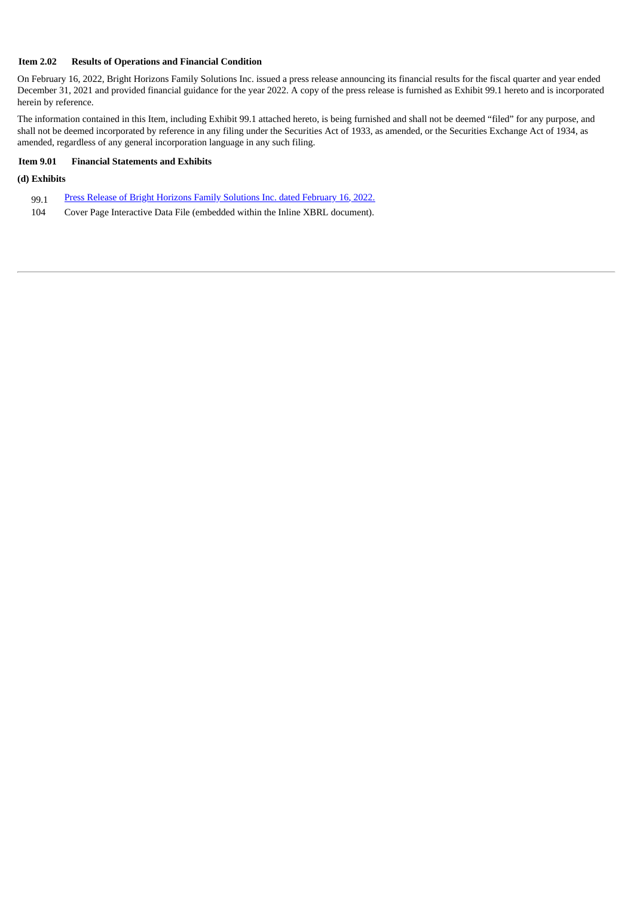**Item 2.02 Results of Operations and Financial Condition**

On February 16, 2022, Bright Horizons Family Solutions Inc. issued a press release announcing its financial results for the fiscal quarter and year ended December 31, 2021 and provided financial guidance for the year 2022. A copy of the press release is furnished as Exhibit 99.1 hereto and is incorporated herein by reference.

The information contained in this Item, including Exhibit 99.1 attached hereto, is being furnished and shall not be deemed "filed" for any purpose, and shall not be deemed incorporated by reference in any filing under the Securities Act of 1933, as amended, or the Securities Exchange Act of 1934, as amended, regardless of any general incorporation language in any such filing.

**Item 9.01 Financial Statements and Exhibits**

**(d) Exhibits**

| | |
|---|---|
| 99.1 | Press Release of Bright Horizons Family Solutions Inc. dated February 16, 2022. |
| 104 | Cover Page Interactive Data File (embedded within the Inline XBRL document). |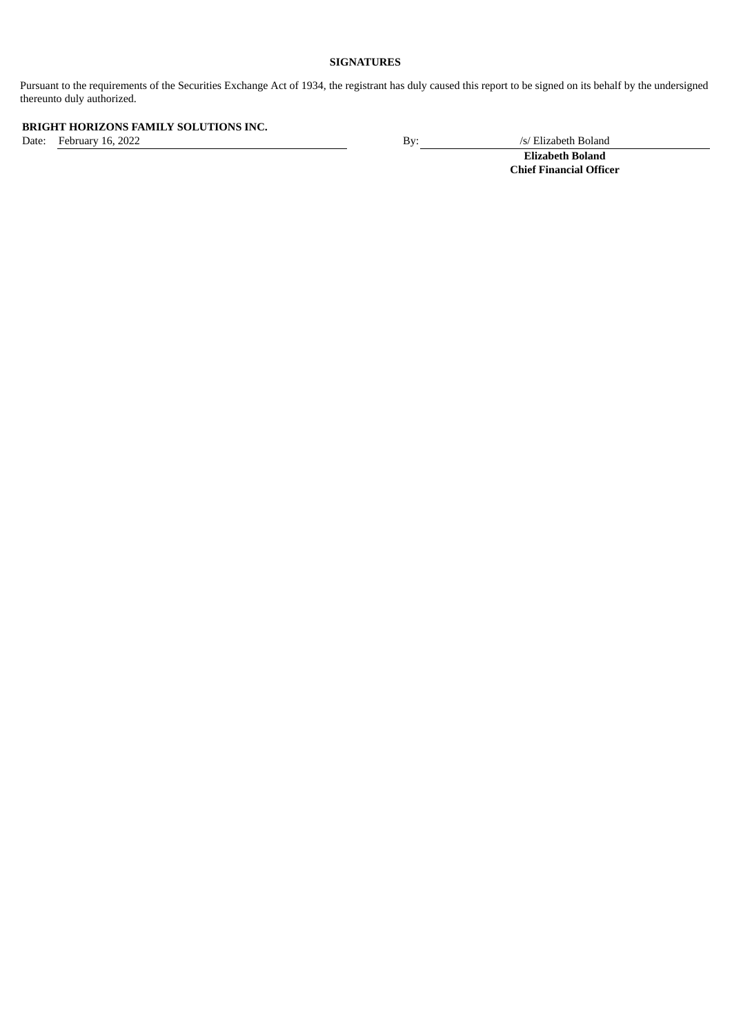**SIGNATURES**

Pursuant to the requirements of the Securities Exchange Act of 1934, the registrant has duly caused this report to be signed on its behalf by the undersigned thereunto duly authorized.

**BRIGHT HORIZONS FAMILY SOLUTIONS INC.**

Date: February 16, 2022

By: /s/ Elizabeth Boland

**Elizabeth Boland**
**Chief Financial Officer**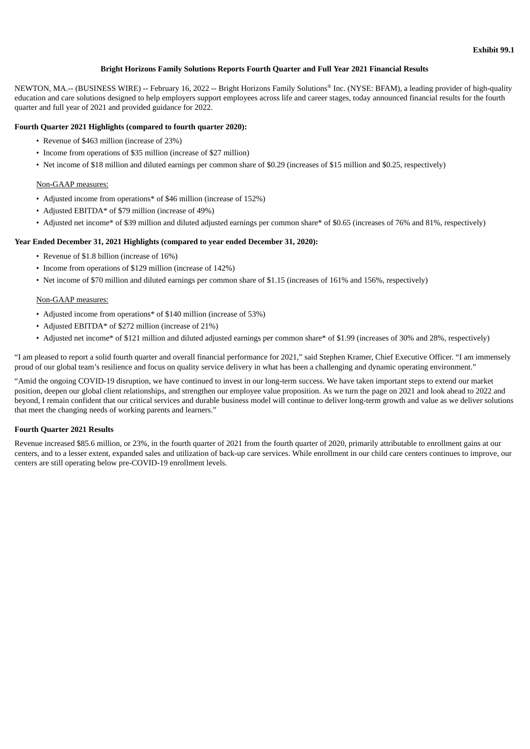**Exhibit 99.1**

**Bright Horizons Family Solutions Reports Fourth Quarter and Full Year 2021 Financial Results**

NEWTON, MA.-- (BUSINESS WIRE) -- February 16, 2022 -- Bright Horizons Family Solutions® Inc. (NYSE: BFAM), a leading provider of high-quality education and care solutions designed to help employers support employees across life and career stages, today announced financial results for the fourth quarter and full year of 2021 and provided guidance for 2022.

**Fourth Quarter 2021 Highlights (compared to fourth quarter 2020):**

- Revenue of $463 million (increase of 23%)
- Income from operations of $35 million (increase of $27 million)
- Net income of $18 million and diluted earnings per common share of $0.29 (increases of $15 million and $0.25, respectively)

Non-GAAP measures:

- Adjusted income from operations* of $46 million (increase of 152%)
- Adjusted EBITDA* of $79 million (increase of 49%)
- Adjusted net income* of $39 million and diluted adjusted earnings per common share* of $0.65 (increases of 76% and 81%, respectively)

**Year Ended December 31, 2021 Highlights (compared to year ended December 31, 2020):**

- Revenue of $1.8 billion (increase of 16%)
- Income from operations of $129 million (increase of 142%)
- Net income of $70 million and diluted earnings per common share of $1.15 (increases of 161% and 156%, respectively)

Non-GAAP measures:

- Adjusted income from operations* of $140 million (increase of 53%)
- Adjusted EBITDA* of $272 million (increase of 21%)
- Adjusted net income* of $121 million and diluted adjusted earnings per common share* of $1.99 (increases of 30% and 28%, respectively)

"I am pleased to report a solid fourth quarter and overall financial performance for 2021," said Stephen Kramer, Chief Executive Officer. "I am immensely proud of our global team's resilience and focus on quality service delivery in what has been a challenging and dynamic operating environment."

"Amid the ongoing COVID-19 disruption, we have continued to invest in our long-term success. We have taken important steps to extend our market position, deepen our global client relationships, and strengthen our employee value proposition. As we turn the page on 2021 and look ahead to 2022 and beyond, I remain confident that our critical services and durable business model will continue to deliver long-term growth and value as we deliver solutions that meet the changing needs of working parents and learners."

**Fourth Quarter 2021 Results**

Revenue increased $85.6 million, or 23%, in the fourth quarter of 2021 from the fourth quarter of 2020, primarily attributable to enrollment gains at our centers, and to a lesser extent, expanded sales and utilization of back-up care services. While enrollment in our child care centers continues to improve, our centers are still operating below pre-COVID-19 enrollment levels.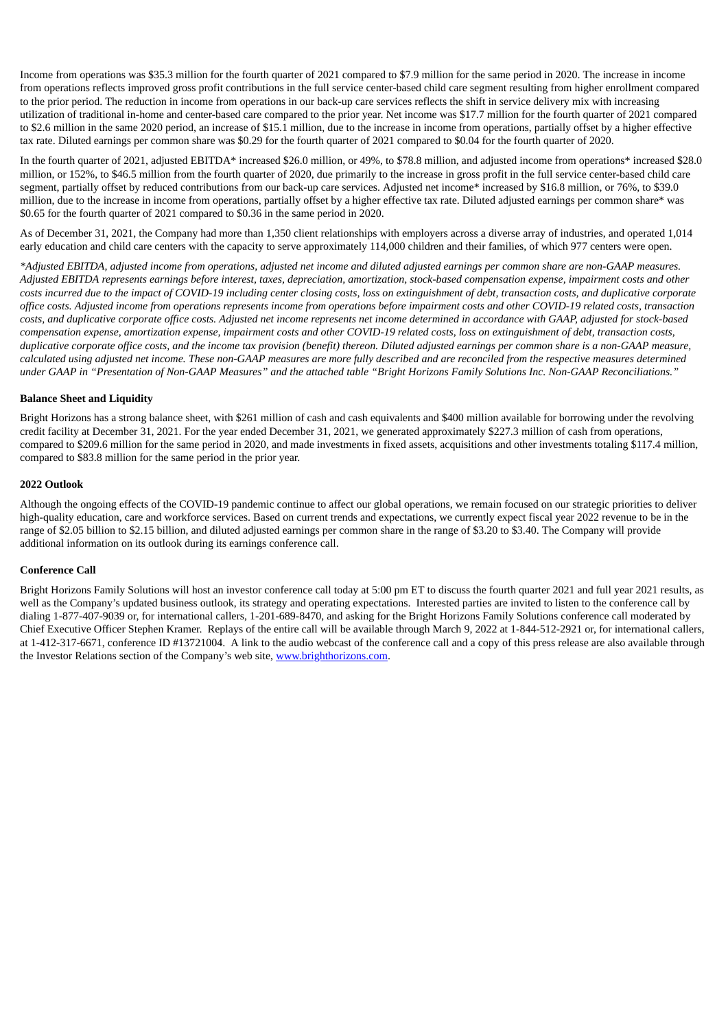Income from operations was $35.3 million for the fourth quarter of 2021 compared to $7.9 million for the same period in 2020. The increase in income from operations reflects improved gross profit contributions in the full service center-based child care segment resulting from higher enrollment compared to the prior period. The reduction in income from operations in our back-up care services reflects the shift in service delivery mix with increasing utilization of traditional in-home and center-based care compared to the prior year. Net income was $17.7 million for the fourth quarter of 2021 compared to $2.6 million in the same 2020 period, an increase of $15.1 million, due to the increase in income from operations, partially offset by a higher effective tax rate. Diluted earnings per common share was $0.29 for the fourth quarter of 2021 compared to $0.04 for the fourth quarter of 2020.

In the fourth quarter of 2021, adjusted EBITDA* increased $26.0 million, or 49%, to $78.8 million, and adjusted income from operations* increased $28.0 million, or 152%, to $46.5 million from the fourth quarter of 2020, due primarily to the increase in gross profit in the full service center-based child care segment, partially offset by reduced contributions from our back-up care services. Adjusted net income* increased by $16.8 million, or 76%, to $39.0 million, due to the increase in income from operations, partially offset by a higher effective tax rate. Diluted adjusted earnings per common share* was $0.65 for the fourth quarter of 2021 compared to $0.36 in the same period in 2020.

As of December 31, 2021, the Company had more than 1,350 client relationships with employers across a diverse array of industries, and operated 1,014 early education and child care centers with the capacity to serve approximately 114,000 children and their families, of which 977 centers were open.

*\*Adjusted EBITDA, adjusted income from operations, adjusted net income and diluted adjusted earnings per common share are non-GAAP measures. Adjusted EBITDA represents earnings before interest, taxes, depreciation, amortization, stock-based compensation expense, impairment costs and other costs incurred due to the impact of COVID-19 including center closing costs, loss on extinguishment of debt, transaction costs, and duplicative corporate office costs. Adjusted income from operations represents income from operations before impairment costs and other COVID-19 related costs, transaction costs, and duplicative corporate office costs. Adjusted net income represents net income determined in accordance with GAAP, adjusted for stock-based compensation expense, amortization expense, impairment costs and other COVID-19 related costs, loss on extinguishment of debt, transaction costs, duplicative corporate office costs, and the income tax provision (benefit) thereon. Diluted adjusted earnings per common share is a non-GAAP measure, calculated using adjusted net income. These non-GAAP measures are more fully described and are reconciled from the respective measures determined under GAAP in "Presentation of Non-GAAP Measures" and the attached table "Bright Horizons Family Solutions Inc. Non-GAAP Reconciliations."*

**Balance Sheet and Liquidity**

Bright Horizons has a strong balance sheet, with $261 million of cash and cash equivalents and $400 million available for borrowing under the revolving credit facility at December 31, 2021. For the year ended December 31, 2021, we generated approximately $227.3 million of cash from operations, compared to $209.6 million for the same period in 2020, and made investments in fixed assets, acquisitions and other investments totaling $117.4 million, compared to $83.8 million for the same period in the prior year.

**2022 Outlook**

Although the ongoing effects of the COVID-19 pandemic continue to affect our global operations, we remain focused on our strategic priorities to deliver high-quality education, care and workforce services. Based on current trends and expectations, we currently expect fiscal year 2022 revenue to be in the range of $2.05 billion to $2.15 billion, and diluted adjusted earnings per common share in the range of $3.20 to $3.40. The Company will provide additional information on its outlook during its earnings conference call.

**Conference Call**

Bright Horizons Family Solutions will host an investor conference call today at 5:00 pm ET to discuss the fourth quarter 2021 and full year 2021 results, as well as the Company's updated business outlook, its strategy and operating expectations. Interested parties are invited to listen to the conference call by dialing 1-877-407-9039 or, for international callers, 1-201-689-8470, and asking for the Bright Horizons Family Solutions conference call moderated by Chief Executive Officer Stephen Kramer. Replays of the entire call will be available through March 9, 2022 at 1-844-512-2921 or, for international callers, at 1-412-317-6671, conference ID #13721004. A link to the audio webcast of the conference call and a copy of this press release are also available through the Investor Relations section of the Company's web site, www.brighthorizons.com.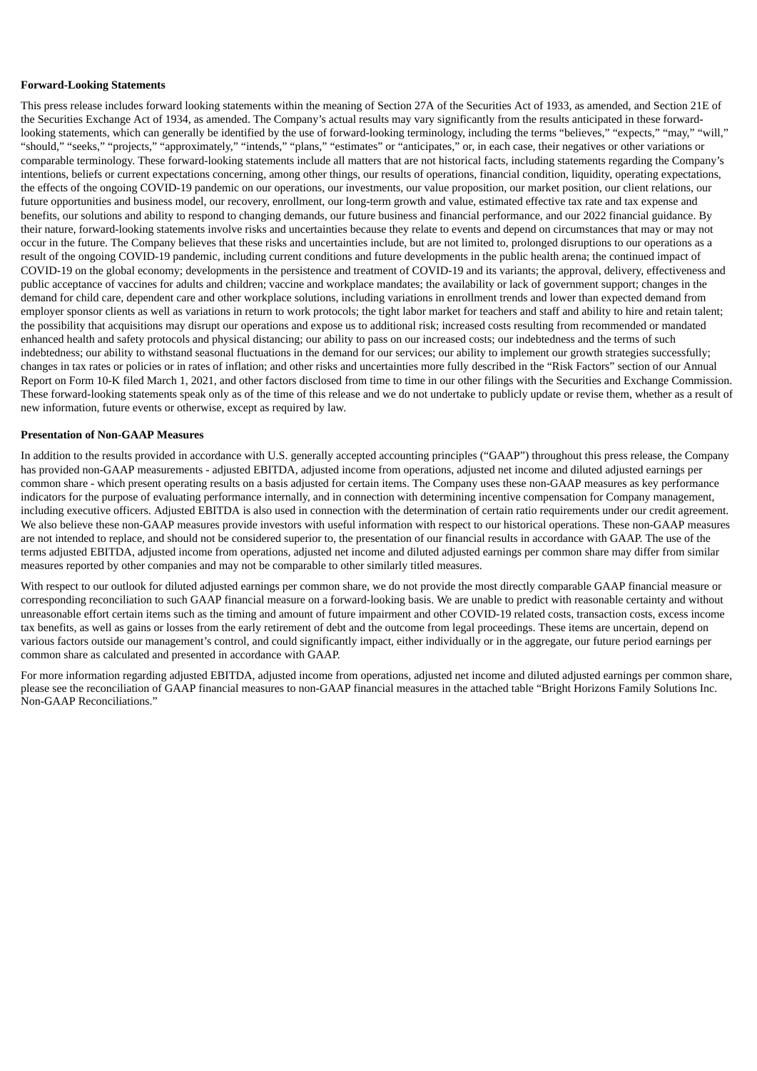**Forward-Looking Statements**

This press release includes forward looking statements within the meaning of Section 27A of the Securities Act of 1933, as amended, and Section 21E of the Securities Exchange Act of 1934, as amended. The Company's actual results may vary significantly from the results anticipated in these forward-looking statements, which can generally be identified by the use of forward-looking terminology, including the terms "believes," "expects," "may," "will," "should," "seeks," "projects," "approximately," "intends," "plans," "estimates" or "anticipates," or, in each case, their negatives or other variations or comparable terminology. These forward-looking statements include all matters that are not historical facts, including statements regarding the Company's intentions, beliefs or current expectations concerning, among other things, our results of operations, financial condition, liquidity, operating expectations, the effects of the ongoing COVID-19 pandemic on our operations, our investments, our value proposition, our market position, our client relations, our future opportunities and business model, our recovery, enrollment, our long-term growth and value, estimated effective tax rate and tax expense and benefits, our solutions and ability to respond to changing demands, our future business and financial performance, and our 2022 financial guidance. By their nature, forward-looking statements involve risks and uncertainties because they relate to events and depend on circumstances that may or may not occur in the future. The Company believes that these risks and uncertainties include, but are not limited to, prolonged disruptions to our operations as a result of the ongoing COVID-19 pandemic, including current conditions and future developments in the public health arena; the continued impact of COVID-19 on the global economy; developments in the persistence and treatment of COVID-19 and its variants; the approval, delivery, effectiveness and public acceptance of vaccines for adults and children; vaccine and workplace mandates; the availability or lack of government support; changes in the demand for child care, dependent care and other workplace solutions, including variations in enrollment trends and lower than expected demand from employer sponsor clients as well as variations in return to work protocols; the tight labor market for teachers and staff and ability to hire and retain talent; the possibility that acquisitions may disrupt our operations and expose us to additional risk; increased costs resulting from recommended or mandated enhanced health and safety protocols and physical distancing; our ability to pass on our increased costs; our indebtedness and the terms of such indebtedness; our ability to withstand seasonal fluctuations in the demand for our services; our ability to implement our growth strategies successfully; changes in tax rates or policies or in rates of inflation; and other risks and uncertainties more fully described in the "Risk Factors" section of our Annual Report on Form 10-K filed March 1, 2021, and other factors disclosed from time to time in our other filings with the Securities and Exchange Commission. These forward-looking statements speak only as of the time of this release and we do not undertake to publicly update or revise them, whether as a result of new information, future events or otherwise, except as required by law.

**Presentation of Non-GAAP Measures**

In addition to the results provided in accordance with U.S. generally accepted accounting principles ("GAAP") throughout this press release, the Company has provided non-GAAP measurements - adjusted EBITDA, adjusted income from operations, adjusted net income and diluted adjusted earnings per common share - which present operating results on a basis adjusted for certain items. The Company uses these non-GAAP measures as key performance indicators for the purpose of evaluating performance internally, and in connection with determining incentive compensation for Company management, including executive officers. Adjusted EBITDA is also used in connection with the determination of certain ratio requirements under our credit agreement. We also believe these non-GAAP measures provide investors with useful information with respect to our historical operations. These non-GAAP measures are not intended to replace, and should not be considered superior to, the presentation of our financial results in accordance with GAAP. The use of the terms adjusted EBITDA, adjusted income from operations, adjusted net income and diluted adjusted earnings per common share may differ from similar measures reported by other companies and may not be comparable to other similarly titled measures.

With respect to our outlook for diluted adjusted earnings per common share, we do not provide the most directly comparable GAAP financial measure or corresponding reconciliation to such GAAP financial measure on a forward-looking basis. We are unable to predict with reasonable certainty and without unreasonable effort certain items such as the timing and amount of future impairment and other COVID-19 related costs, transaction costs, excess income tax benefits, as well as gains or losses from the early retirement of debt and the outcome from legal proceedings. These items are uncertain, depend on various factors outside our management's control, and could significantly impact, either individually or in the aggregate, our future period earnings per common share as calculated and presented in accordance with GAAP.

For more information regarding adjusted EBITDA, adjusted income from operations, adjusted net income and diluted adjusted earnings per common share, please see the reconciliation of GAAP financial measures to non-GAAP financial measures in the attached table "Bright Horizons Family Solutions Inc. Non-GAAP Reconciliations."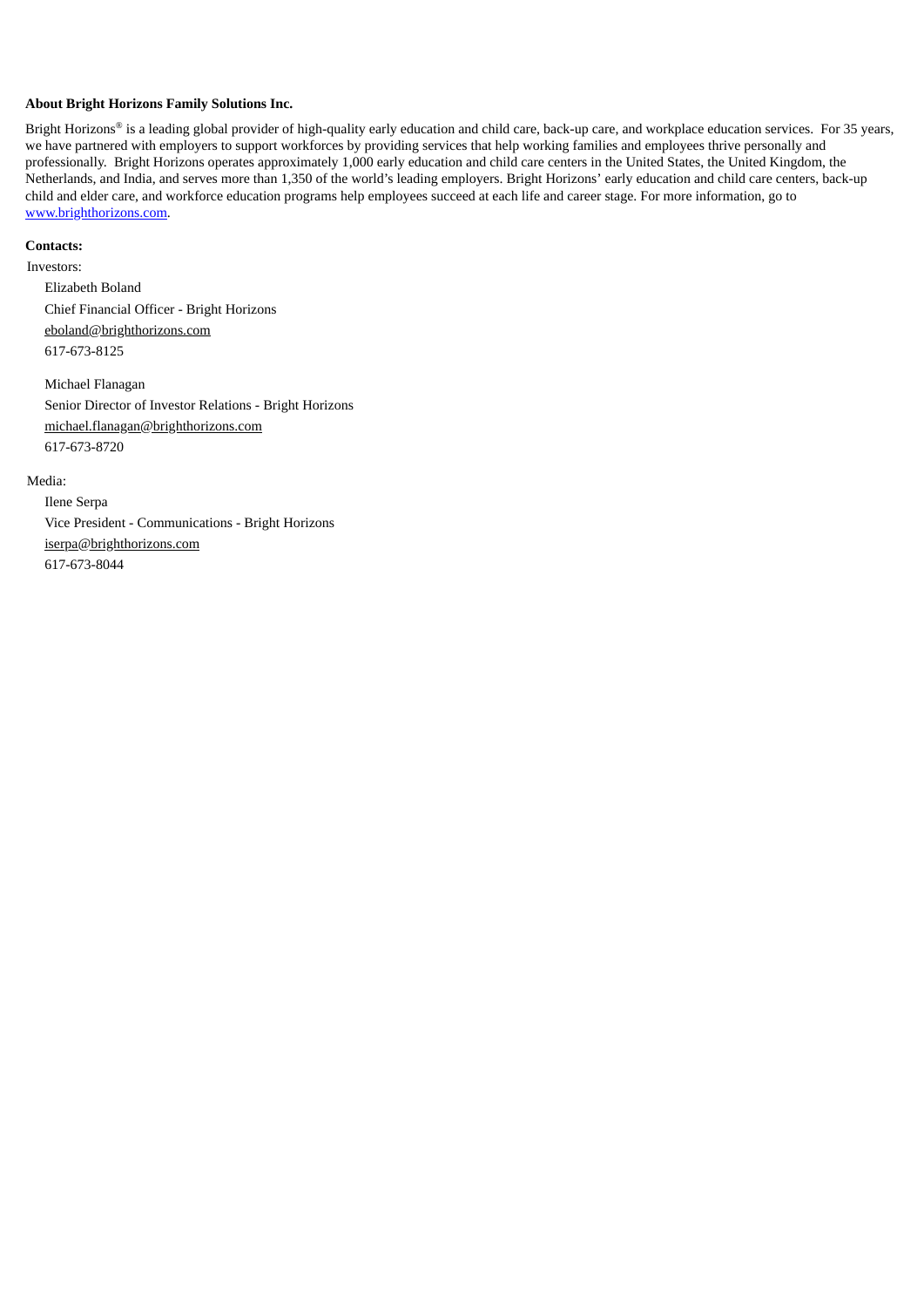**About Bright Horizons Family Solutions Inc.**

Bright Horizons® is a leading global provider of high-quality early education and child care, back-up care, and workplace education services. For 35 years, we have partnered with employers to support workforces by providing services that help working families and employees thrive personally and professionally. Bright Horizons operates approximately 1,000 early education and child care centers in the United States, the United Kingdom, the Netherlands, and India, and serves more than 1,350 of the world's leading employers. Bright Horizons' early education and child care centers, back-up child and elder care, and workforce education programs help employees succeed at each life and career stage. For more information, go to www.brighthorizons.com.

**Contacts:**

Investors:

Elizabeth Boland
Chief Financial Officer - Bright Horizons
eboland@brighthorizons.com
617-673-8125

Michael Flanagan
Senior Director of Investor Relations - Bright Horizons
michael.flanagan@brighthorizons.com
617-673-8720

Media:

Ilene Serpa
Vice President - Communications - Bright Horizons
iserpa@brighthorizons.com
617-673-8044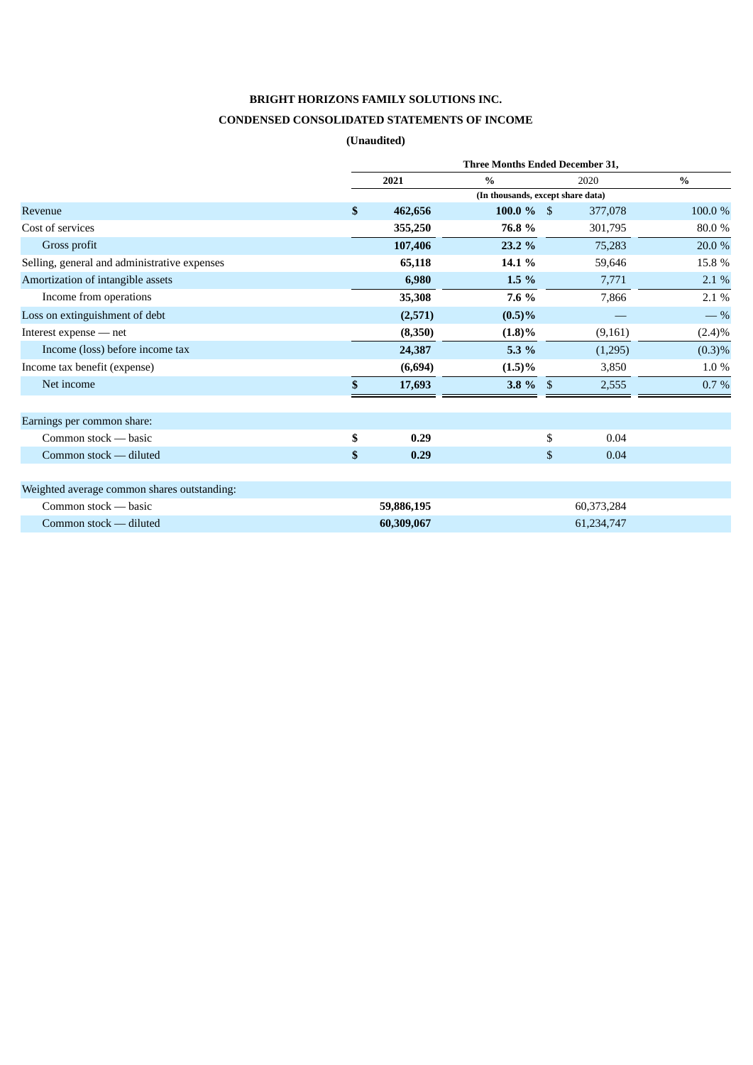**BRIGHT HORIZONS FAMILY SOLUTIONS INC.**

**CONDENSED CONSOLIDATED STATEMENTS OF INCOME**

**(Unaudited)**

| | Three Months Ended December 31, | | | |
|---|---|---|---|---|
| | **2021** | **%** | 2020 | **%** |
| | (In thousands, except share data) | | | |
| Revenue | **$ 462,656** | **100.0 %** | $ 377,078 | 100.0 % |
| Cost of services | **355,250** | **76.8 %** | 301,795 | 80.0 % |
| Gross profit | **107,406** | **23.2 %** | 75,283 | 20.0 % |
| Selling, general and administrative expenses | **65,118** | **14.1 %** | 59,646 | 15.8 % |
| Amortization of intangible assets | **6,980** | **1.5 %** | 7,771 | 2.1 % |
| Income from operations | **35,308** | **7.6 %** | 7,866 | 2.1 % |
| Loss on extinguishment of debt | **(2,571)** | **(0.5)%** | — | — % |
| Interest expense — net | **(8,350)** | **(1.8)%** | (9,161) | (2.4)% |
| Income (loss) before income tax | **24,387** | **5.3 %** | (1,295) | (0.3)% |
| Income tax benefit (expense) | **(6,694)** | **(1.5)%** | 3,850 | 1.0 % |
| Net income | **$ 17,693** | **3.8 %** | $ 2,555 | 0.7 % |
| | | | | |
| Earnings per common share: | | | | |
| Common stock — basic | **$ 0.29** | | $ 0.04 | |
| Common stock — diluted | **$ 0.29** | | $ 0.04 | |
| | | | | |
| Weighted average common shares outstanding: | | | | |
| Common stock — basic | **59,886,195** | | 60,373,284 | |
| Common stock — diluted | **60,309,067** | | 61,234,747 | |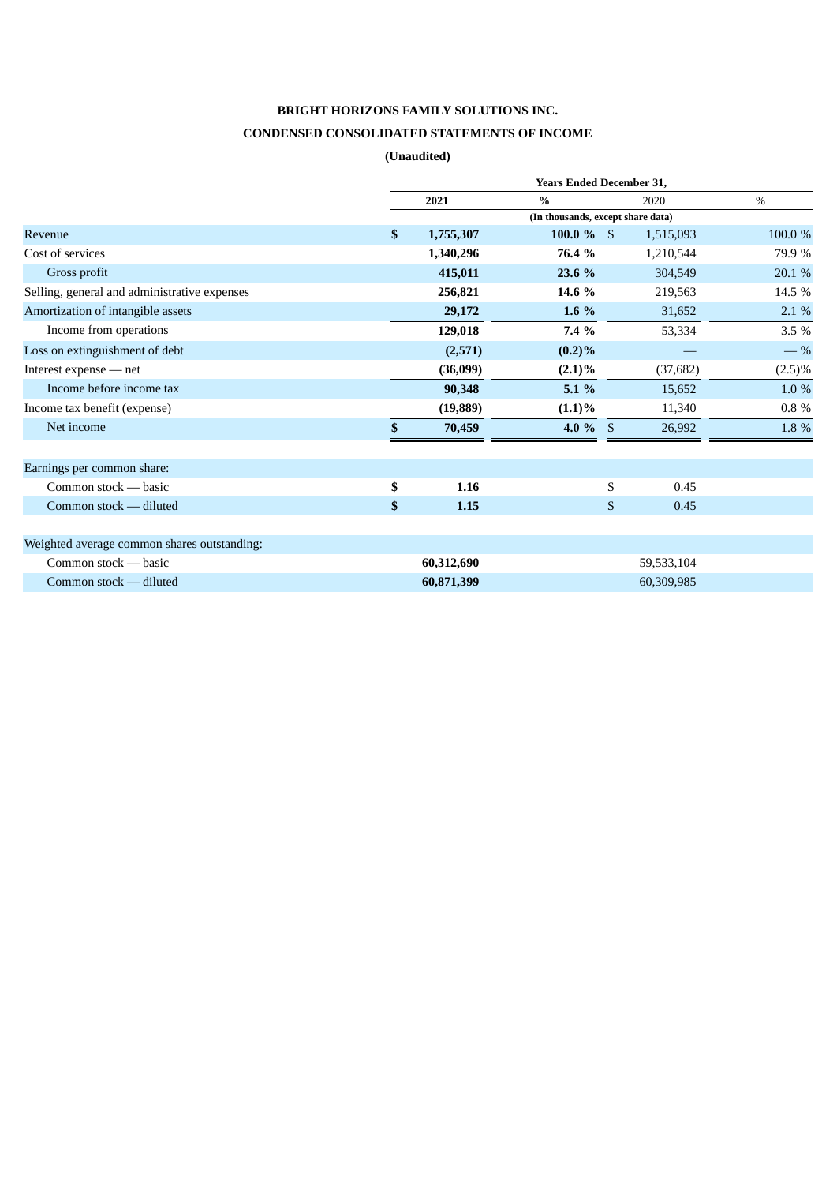**BRIGHT HORIZONS FAMILY SOLUTIONS INC.**

**CONDENSED CONSOLIDATED STATEMENTS OF INCOME**

**(Unaudited)**

| | Years Ended December 31, | | | |
|---|---|---|---|---|
| | **2021** | **%** | 2020 | % |
| | (In thousands, except share data) | | | |
| Revenue | **$ 1,755,307** | **100.0 %** | $ 1,515,093 | 100.0 % |
| Cost of services | **1,340,296** | **76.4 %** | 1,210,544 | 79.9 % |
| Gross profit | **415,011** | **23.6 %** | 304,549 | 20.1 % |
| Selling, general and administrative expenses | **256,821** | **14.6 %** | 219,563 | 14.5 % |
| Amortization of intangible assets | **29,172** | **1.6 %** | 31,652 | 2.1 % |
| Income from operations | **129,018** | **7.4 %** | 53,334 | 3.5 % |
| Loss on extinguishment of debt | **(2,571)** | **(0.2)%** | — | — % |
| Interest expense — net | **(36,099)** | **(2.1)%** | (37,682) | (2.5)% |
| Income before income tax | **90,348** | **5.1 %** | 15,652 | 1.0 % |
| Income tax benefit (expense) | **(19,889)** | **(1.1)%** | 11,340 | 0.8 % |
| Net income | **$ 70,459** | **4.0 %** | $ 26,992 | 1.8 % |
| | | | | |
| Earnings per common share: | | | | |
| Common stock — basic | **$ 1.16** | | $ 0.45 | |
| Common stock — diluted | **$ 1.15** | | $ 0.45 | |
| | | | | |
| Weighted average common shares outstanding: | | | | |
| Common stock — basic | **60,312,690** | | 59,533,104 | |
| Common stock — diluted | **60,871,399** | | 60,309,985 | |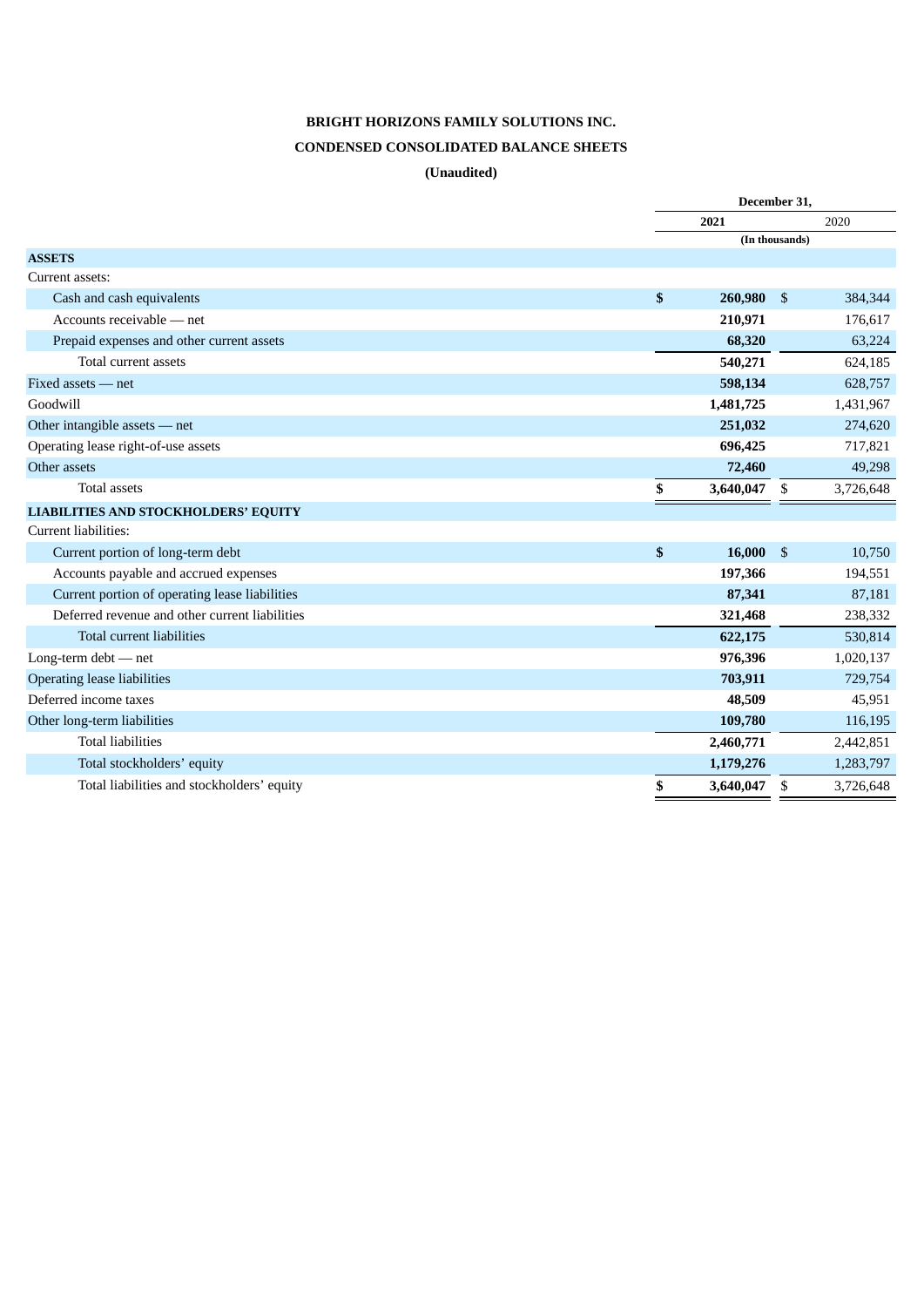**BRIGHT HORIZONS FAMILY SOLUTIONS INC.**

**CONDENSED CONSOLIDATED BALANCE SHEETS**

**(Unaudited)**

| | December 31, | |
|---|---|---|
| | **2021** | 2020 |
| | (In thousands) | |
| **ASSETS** | | |
| Current assets: | | |
| Cash and cash equivalents | **$ 260,980** | $ 384,344 |
| Accounts receivable — net | **210,971** | 176,617 |
| Prepaid expenses and other current assets | **68,320** | 63,224 |
| Total current assets | **540,271** | 624,185 |
| Fixed assets — net | **598,134** | 628,757 |
| Goodwill | **1,481,725** | 1,431,967 |
| Other intangible assets — net | **251,032** | 274,620 |
| Operating lease right-of-use assets | **696,425** | 717,821 |
| Other assets | **72,460** | 49,298 |
| Total assets | **$ 3,640,047** | $ 3,726,648 |
| **LIABILITIES AND STOCKHOLDERS' EQUITY** | | |
| Current liabilities: | | |
| Current portion of long-term debt | **$ 16,000** | $ 10,750 |
| Accounts payable and accrued expenses | **197,366** | 194,551 |
| Current portion of operating lease liabilities | **87,341** | 87,181 |
| Deferred revenue and other current liabilities | **321,468** | 238,332 |
| Total current liabilities | **622,175** | 530,814 |
| Long-term debt — net | **976,396** | 1,020,137 |
| Operating lease liabilities | **703,911** | 729,754 |
| Deferred income taxes | **48,509** | 45,951 |
| Other long-term liabilities | **109,780** | 116,195 |
| Total liabilities | **2,460,771** | 2,442,851 |
| Total stockholders' equity | **1,179,276** | 1,283,797 |
| Total liabilities and stockholders' equity | **$ 3,640,047** | $ 3,726,648 |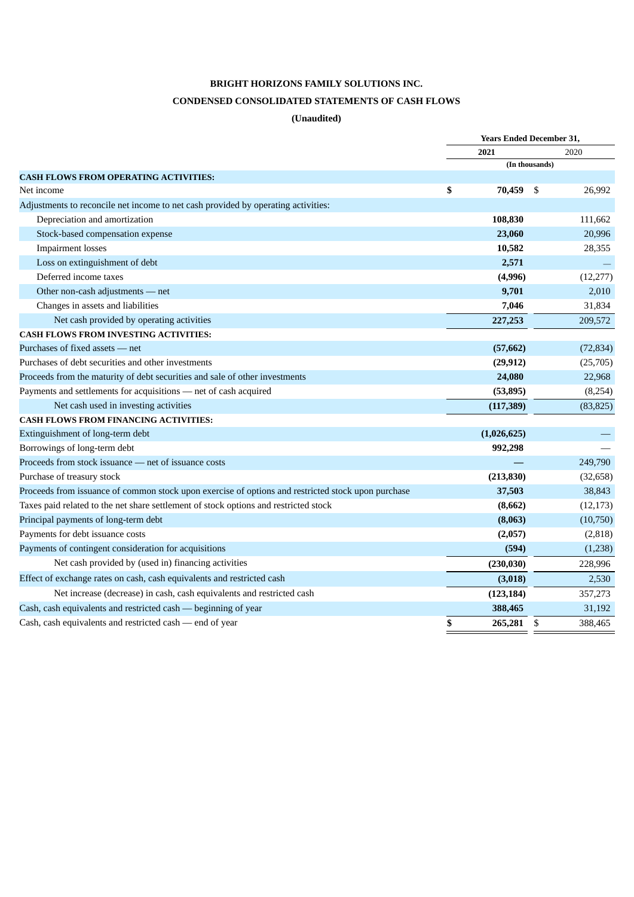**BRIGHT HORIZONS FAMILY SOLUTIONS INC.**

**CONDENSED CONSOLIDATED STATEMENTS OF CASH FLOWS**

**(Unaudited)**

| | Years Ended December 31, | |
|---|---|---|
| | **2021** | 2020 |
| | (In thousands) | |
| **CASH FLOWS FROM OPERATING ACTIVITIES:** | | |
| Net income | **$ 70,459** | $ 26,992 |
| Adjustments to reconcile net income to net cash provided by operating activities: | | |
| Depreciation and amortization | **108,830** | 111,662 |
| Stock-based compensation expense | **23,060** | 20,996 |
| Impairment losses | **10,582** | 28,355 |
| Loss on extinguishment of debt | **2,571** | — |
| Deferred income taxes | **(4,996)** | (12,277) |
| Other non-cash adjustments — net | **9,701** | 2,010 |
| Changes in assets and liabilities | **7,046** | 31,834 |
| Net cash provided by operating activities | **227,253** | 209,572 |
| **CASH FLOWS FROM INVESTING ACTIVITIES:** | | |
| Purchases of fixed assets — net | **(57,662)** | (72,834) |
| Purchases of debt securities and other investments | **(29,912)** | (25,705) |
| Proceeds from the maturity of debt securities and sale of other investments | **24,080** | 22,968 |
| Payments and settlements for acquisitions — net of cash acquired | **(53,895)** | (8,254) |
| Net cash used in investing activities | **(117,389)** | (83,825) |
| **CASH FLOWS FROM FINANCING ACTIVITIES:** | | |
| Extinguishment of long-term debt | **(1,026,625)** | — |
| Borrowings of long-term debt | **992,298** | — |
| Proceeds from stock issuance — net of issuance costs | **—** | 249,790 |
| Purchase of treasury stock | **(213,830)** | (32,658) |
| Proceeds from issuance of common stock upon exercise of options and restricted stock upon purchase | **37,503** | 38,843 |
| Taxes paid related to the net share settlement of stock options and restricted stock | **(8,662)** | (12,173) |
| Principal payments of long-term debt | **(8,063)** | (10,750) |
| Payments for debt issuance costs | **(2,057)** | (2,818) |
| Payments of contingent consideration for acquisitions | **(594)** | (1,238) |
| Net cash provided by (used in) financing activities | **(230,030)** | 228,996 |
| Effect of exchange rates on cash, cash equivalents and restricted cash | **(3,018)** | 2,530 |
| Net increase (decrease) in cash, cash equivalents and restricted cash | **(123,184)** | 357,273 |
| Cash, cash equivalents and restricted cash — beginning of year | **388,465** | 31,192 |
| Cash, cash equivalents and restricted cash — end of year | **$ 265,281** | $ 388,465 |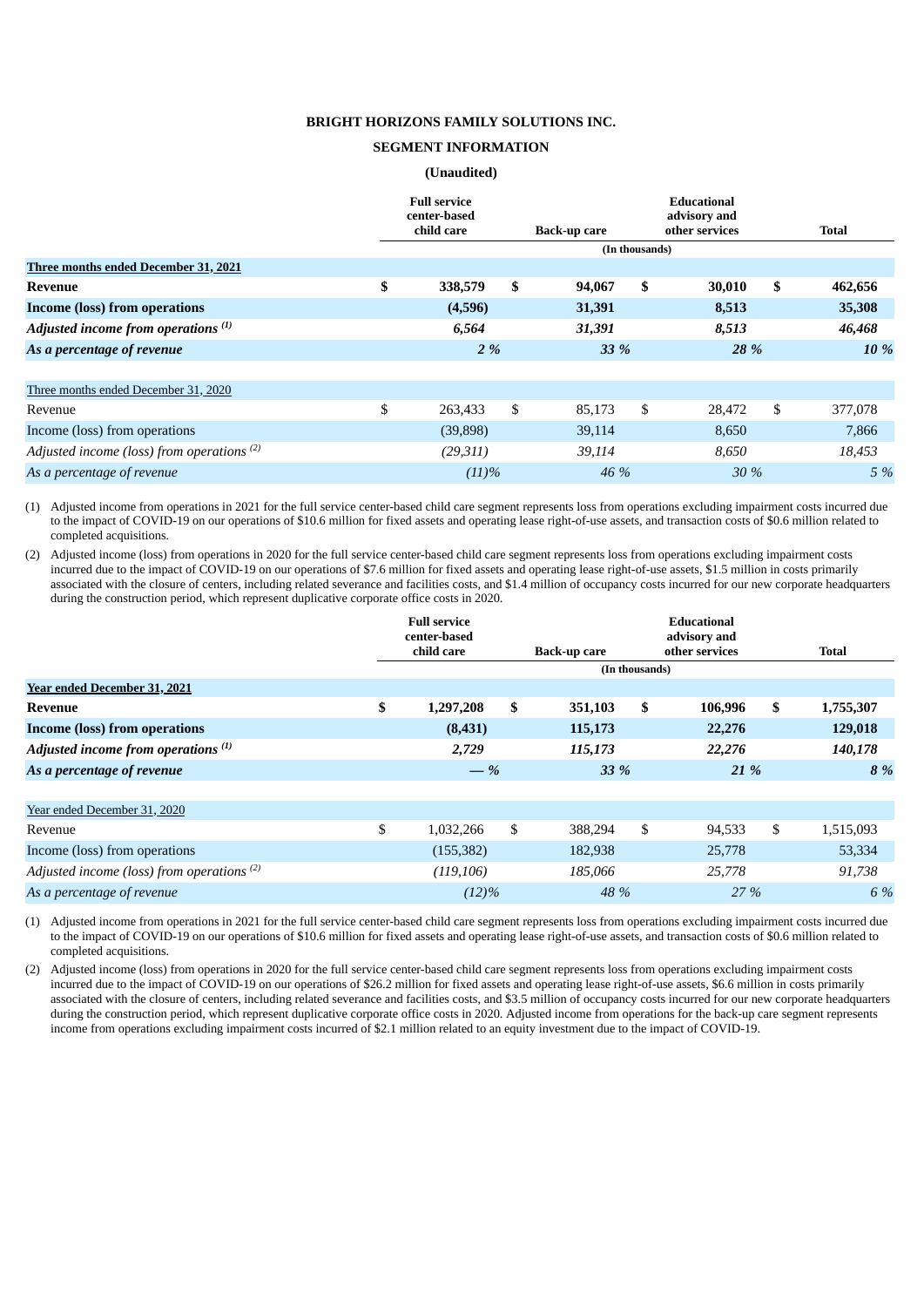**BRIGHT HORIZONS FAMILY SOLUTIONS INC.**

**SEGMENT INFORMATION**

**(Unaudited)**

| | Full service center-based child care | Back-up care | Educational advisory and other services | Total |
|---|---|---|---|---|
| | (In thousands) | | | |
| **Three months ended December 31, 2021** | | | | |
| **Revenue** | **$ 338,579** | **$ 94,067** | **$ 30,010** | **$ 462,656** |
| **Income (loss) from operations** | **(4,596)** | **31,391** | **8,513** | **35,308** |
| ***Adjusted income from operations [1]*** | ***6,564*** | ***31,391*** | ***8,513*** | ***46,468*** |
| ***As a percentage of revenue*** | ***2 %*** | ***33 %*** | ***28 %*** | ***10 %*** |
| Three months ended December 31, 2020 | | | | |
| Revenue | $ 263,433 | $ 85,173 | $ 28,472 | $ 377,078 |
| Income (loss) from operations | (39,898) | 39,114 | 8,650 | 7,866 |
| *Adjusted income (loss) from operations [2]* | *(29,311)* | *39,114* | *8,650* | *18,453* |
| *As a percentage of revenue* | *(11)%* | *46 %* | *30 %* | *5 %* |

(1) Adjusted income from operations in 2021 for the full service center-based child care segment represents loss from operations excluding impairment costs incurred due to the impact of COVID-19 on our operations of $10.6 million for fixed assets and operating lease right-of-use assets, and transaction costs of $0.6 million related to completed acquisitions.

(2) Adjusted income (loss) from operations in 2020 for the full service center-based child care segment represents loss from operations excluding impairment costs incurred due to the impact of COVID-19 on our operations of $7.6 million for fixed assets and operating lease right-of-use assets, $1.5 million in costs primarily associated with the closure of centers, including related severance and facilities costs, and $1.4 million of occupancy costs incurred for our new corporate headquarters during the construction period, which represent duplicative corporate office costs in 2020.

| | Full service center-based child care | Back-up care | Educational advisory and other services | Total |
|---|---|---|---|---|
| | (In thousands) | | | |
| **Year ended December 31, 2021** | | | | |
| **Revenue** | **$ 1,297,208** | **$ 351,103** | **$ 106,996** | **$ 1,755,307** |
| **Income (loss) from operations** | **(8,431)** | **115,173** | **22,276** | **129,018** |
| ***Adjusted income from operations [1]*** | ***2,729*** | ***115,173*** | ***22,276*** | ***140,178*** |
| ***As a percentage of revenue*** | ***— %*** | ***33 %*** | ***21 %*** | ***8 %*** |
| Year ended December 31, 2020 | | | | |
| Revenue | $ 1,032,266 | $ 388,294 | $ 94,533 | $ 1,515,093 |
| Income (loss) from operations | (155,382) | 182,938 | 25,778 | 53,334 |
| *Adjusted income (loss) from operations [2]* | *(119,106)* | *185,066* | *25,778* | *91,738* |
| *As a percentage of revenue* | *(12)%* | *48 %* | *27 %* | *6 %* |

(1) Adjusted income from operations in 2021 for the full service center-based child care segment represents loss from operations excluding impairment costs incurred due to the impact of COVID-19 on our operations of $10.6 million for fixed assets and operating lease right-of-use assets, and transaction costs of $0.6 million related to completed acquisitions.

(2) Adjusted income (loss) from operations in 2020 for the full service center-based child care segment represents loss from operations excluding impairment costs incurred due to the impact of COVID-19 on our operations of $26.2 million for fixed assets and operating lease right-of-use assets, $6.6 million in costs primarily associated with the closure of centers, including related severance and facilities costs, and $3.5 million of occupancy costs incurred for our new corporate headquarters during the construction period, which represent duplicative corporate office costs in 2020. Adjusted income from operations for the back-up care segment represents income from operations excluding impairment costs incurred of $2.1 million related to an equity investment due to the impact of COVID-19.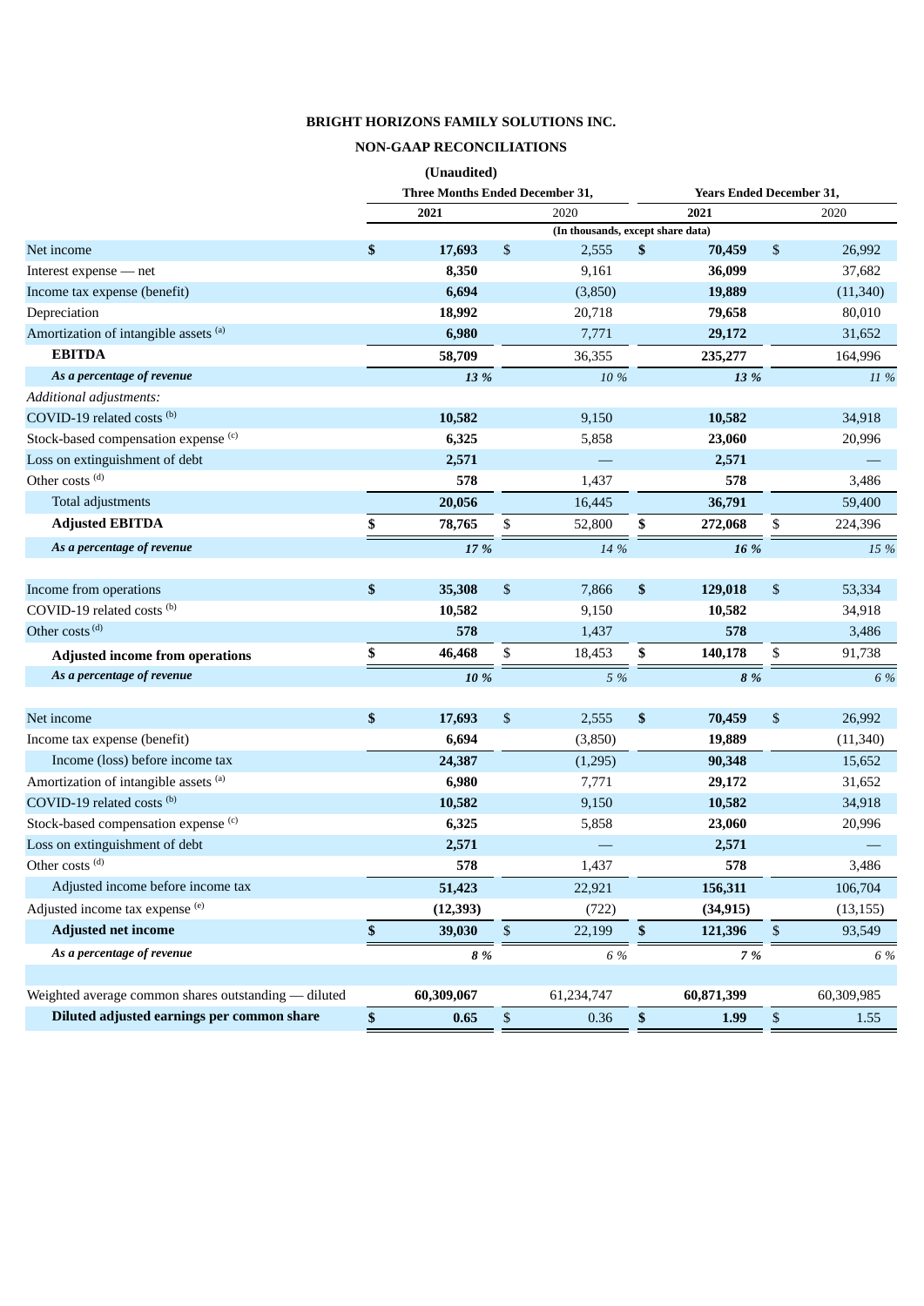**BRIGHT HORIZONS FAMILY SOLUTIONS INC.**

**NON-GAAP RECONCILIATIONS**

**(Unaudited)**

| | Three Months Ended December 31, | | Years Ended December 31, | |
|---|---|---|---|---|
| | **2021** | 2020 | **2021** | 2020 |
| | (In thousands, except share data) | | | |
| Net income | **$ 17,693** | $ 2,555 | **$ 70,459** | $ 26,992 |
| Interest expense — net | **8,350** | 9,161 | **36,099** | 37,682 |
| Income tax expense (benefit) | **6,694** | (3,850) | **19,889** | (11,340) |
| Depreciation | **18,992** | 20,718 | **79,658** | 80,010 |
| Amortization of intangible assets [(a)] | **6,980** | 7,771 | **29,172** | 31,652 |
| **EBITDA** | **58,709** | 36,355 | **235,277** | 164,996 |
| ***As a percentage of revenue*** | ***13 %*** | *10 %* | ***13 %*** | *11 %* |
| *Additional adjustments:* | | | | |
| COVID-19 related costs [(b)] | **10,582** | 9,150 | **10,582** | 34,918 |
| Stock-based compensation expense [(c)] | **6,325** | 5,858 | **23,060** | 20,996 |
| Loss on extinguishment of debt | **2,571** | — | **2,571** | — |
| Other costs [(d)] | **578** | 1,437 | **578** | 3,486 |
| Total adjustments | **20,056** | 16,445 | **36,791** | 59,400 |
| **Adjusted EBITDA** | **$ 78,765** | $ 52,800 | **$ 272,068** | $ 224,396 |
| ***As a percentage of revenue*** | ***17 %*** | *14 %* | ***16 %*** | *15 %* |
| | | | | |
| Income from operations | **$ 35,308** | $ 7,866 | **$ 129,018** | $ 53,334 |
| COVID-19 related costs [(b)] | **10,582** | 9,150 | **10,582** | 34,918 |
| Other costs [(d)] | **578** | 1,437 | **578** | 3,486 |
| **Adjusted income from operations** | **$ 46,468** | $ 18,453 | **$ 140,178** | $ 91,738 |
| ***As a percentage of revenue*** | ***10 %*** | *5 %* | ***8 %*** | *6 %* |
| | | | | |
| Net income | **$ 17,693** | $ 2,555 | **$ 70,459** | $ 26,992 |
| Income tax expense (benefit) | **6,694** | (3,850) | **19,889** | (11,340) |
| Income (loss) before income tax | **24,387** | (1,295) | **90,348** | 15,652 |
| Amortization of intangible assets [(a)] | **6,980** | 7,771 | **29,172** | 31,652 |
| COVID-19 related costs [(b)] | **10,582** | 9,150 | **10,582** | 34,918 |
| Stock-based compensation expense [(c)] | **6,325** | 5,858 | **23,060** | 20,996 |
| Loss on extinguishment of debt | **2,571** | — | **2,571** | — |
| Other costs [(d)] | **578** | 1,437 | **578** | 3,486 |
| Adjusted income before income tax | **51,423** | 22,921 | **156,311** | 106,704 |
| Adjusted income tax expense [(e)] | **(12,393)** | (722) | **(34,915)** | (13,155) |
| **Adjusted net income** | **$ 39,030** | $ 22,199 | **$ 121,396** | $ 93,549 |
| ***As a percentage of revenue*** | ***8 %*** | *6 %* | ***7 %*** | *6 %* |
| | | | | |
| Weighted average common shares outstanding — diluted | **60,309,067** | 61,234,747 | **60,871,399** | 60,309,985 |
| **Diluted adjusted earnings per common share** | **$ 0.65** | $ 0.36 | **$ 1.99** | $ 1.55 |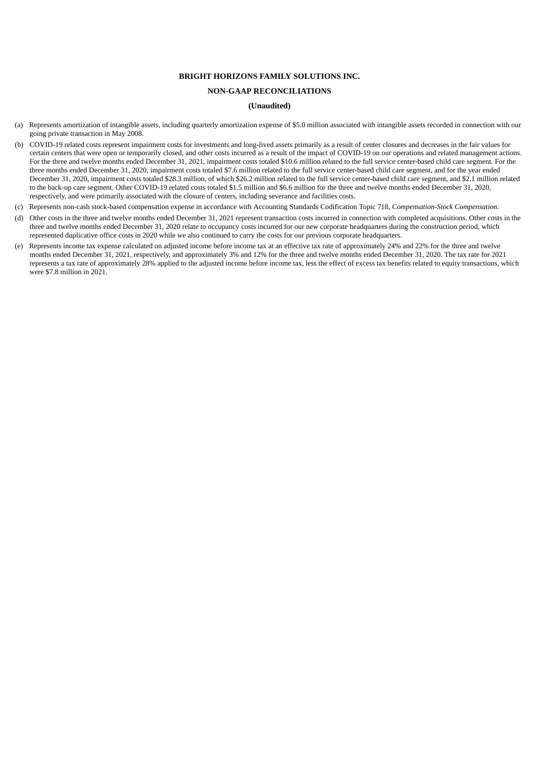**BRIGHT HORIZONS FAMILY SOLUTIONS INC.**

**NON-GAAP RECONCILIATIONS**

**(Unaudited)**

(a) Represents amortization of intangible assets, including quarterly amortization expense of $5.0 million associated with intangible assets recorded in connection with our going private transaction in May 2008.

(b) COVID-19 related costs represent impairment costs for investments and long-lived assets primarily as a result of center closures and decreases in the fair values for certain centers that were open or temporarily closed, and other costs incurred as a result of the impact of COVID-19 on our operations and related management actions. For the three and twelve months ended December 31, 2021, impairment costs totaled $10.6 million related to the full service center-based child care segment. For the three months ended December 31, 2020, impairment costs totaled $7.6 million related to the full service center-based child care segment, and for the year ended December 31, 2020, impairment costs totaled $28.3 million, of which $26.2 million related to the full service center-based child care segment, and $2.1 million related to the back-up care segment. Other COVID-19 related costs totaled $1.5 million and $6.6 million for the three and twelve months ended December 31, 2020, respectively, and were primarily associated with the closure of centers, including severance and facilities costs.

(c) Represents non-cash stock-based compensation expense in accordance with Accounting Standards Codification Topic 718, *Compensation-Stock Compensation*.

(d) Other costs in the three and twelve months ended December 31, 2021 represent transaction costs incurred in connection with completed acquisitions. Other costs in the three and twelve months ended December 31, 2020 relate to occupancy costs incurred for our new corporate headquarters during the construction period, which represented duplicative office costs in 2020 while we also continued to carry the costs for our previous corporate headquarters.

(e) Represents income tax expense calculated on adjusted income before income tax at an effective tax rate of approximately 24% and 22% for the three and twelve months ended December 31, 2021, respectively, and approximately 3% and 12% for the three and twelve months ended December 31, 2020. The tax rate for 2021 represents a tax rate of approximately 28% applied to the adjusted income before income tax, less the effect of excess tax benefits related to equity transactions, which were $7.8 million in 2021.